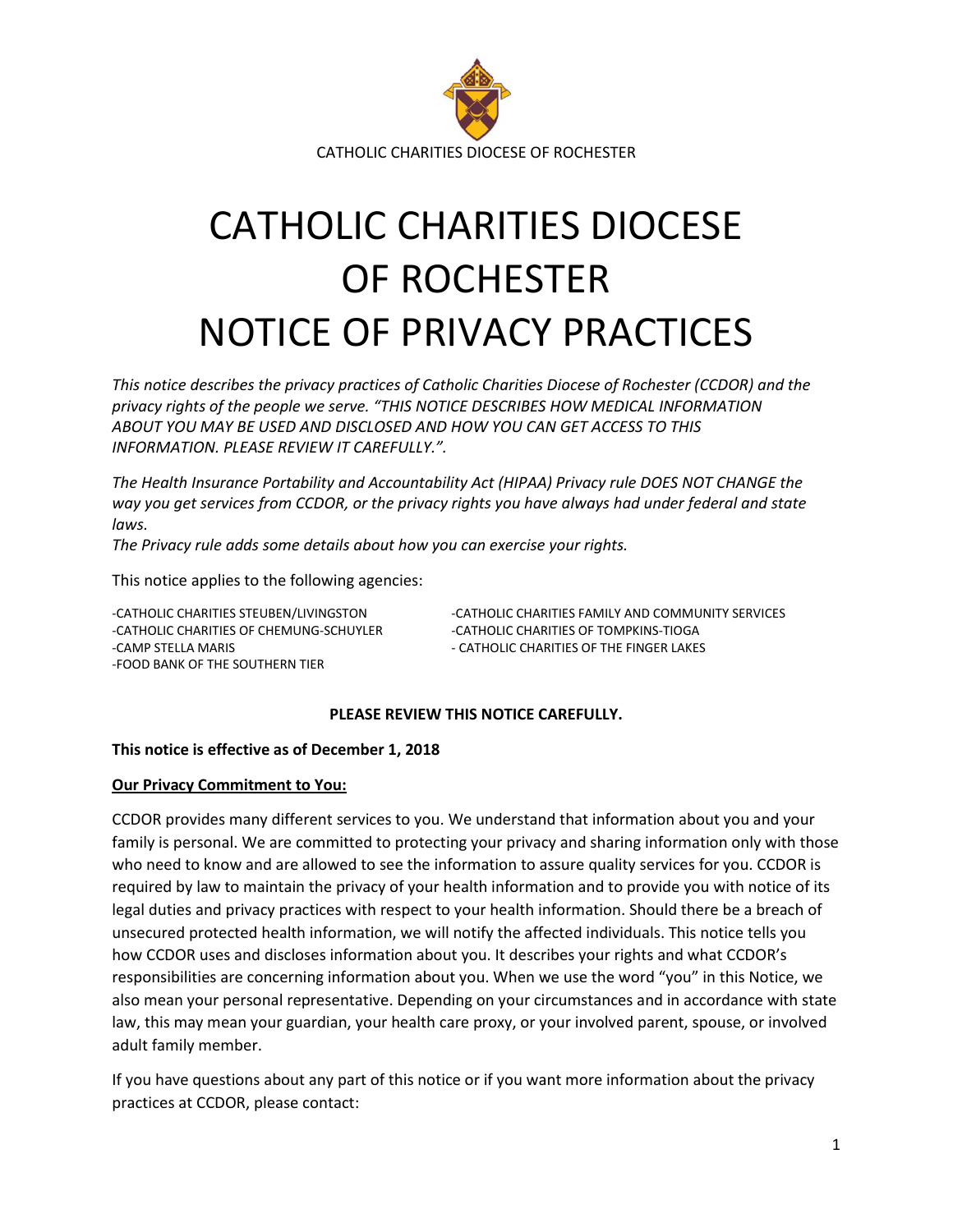CATHOLIC CHARITIES DIOCESE OF ROCHESTER

# CATHOLIC CHARITIES DIOCESE OF ROCHESTER NOTICE OF PRIVACY PRACTICES

*This notice describes the privacy practices of Catholic Charities Diocese of Rochester (CCDOR) and the privacy rights of the people we serve. "THIS NOTICE DESCRIBES HOW MEDICAL INFORMATION ABOUT YOU MAY BE USED AND DISCLOSED AND HOW YOU CAN GET ACCESS TO THIS INFORMATION. PLEASE REVIEW IT CAREFULLY.".*

*The Health Insurance Portability and Accountability Act (HIPAA) Privacy rule DOES NOT CHANGE the way you get services from CCDOR, or the privacy rights you have always had under federal and state laws.*
*The Privacy rule adds some details about how you can exercise your rights.*

This notice applies to the following agencies:

- -CATHOLIC CHARITIES STEUBEN/LIVINGSTON
- -CATHOLIC CHARITIES OF CHEMUNG-SCHUYLER
- -CAMP STELLA MARIS
- -FOOD BANK OF THE SOUTHERN TIER
- -CATHOLIC CHARITIES FAMILY AND COMMUNITY SERVICES
- -CATHOLIC CHARITIES OF TOMPKINS-TIOGA
- - CATHOLIC CHARITIES OF THE FINGER LAKES

**PLEASE REVIEW THIS NOTICE CAREFULLY.**

**This notice is effective as of December 1, 2018**

**Our Privacy Commitment to You:**

CCDOR provides many different services to you. We understand that information about you and your family is personal. We are committed to protecting your privacy and sharing information only with those who need to know and are allowed to see the information to assure quality services for you. CCDOR is required by law to maintain the privacy of your health information and to provide you with notice of its legal duties and privacy practices with respect to your health information. Should there be a breach of unsecured protected health information, we will notify the affected individuals. This notice tells you how CCDOR uses and discloses information about you. It describes your rights and what CCDOR's responsibilities are concerning information about you. When we use the word "you" in this Notice, we also mean your personal representative. Depending on your circumstances and in accordance with state law, this may mean your guardian, your health care proxy, or your involved parent, spouse, or involved adult family member.

If you have questions about any part of this notice or if you want more information about the privacy practices at CCDOR, please contact: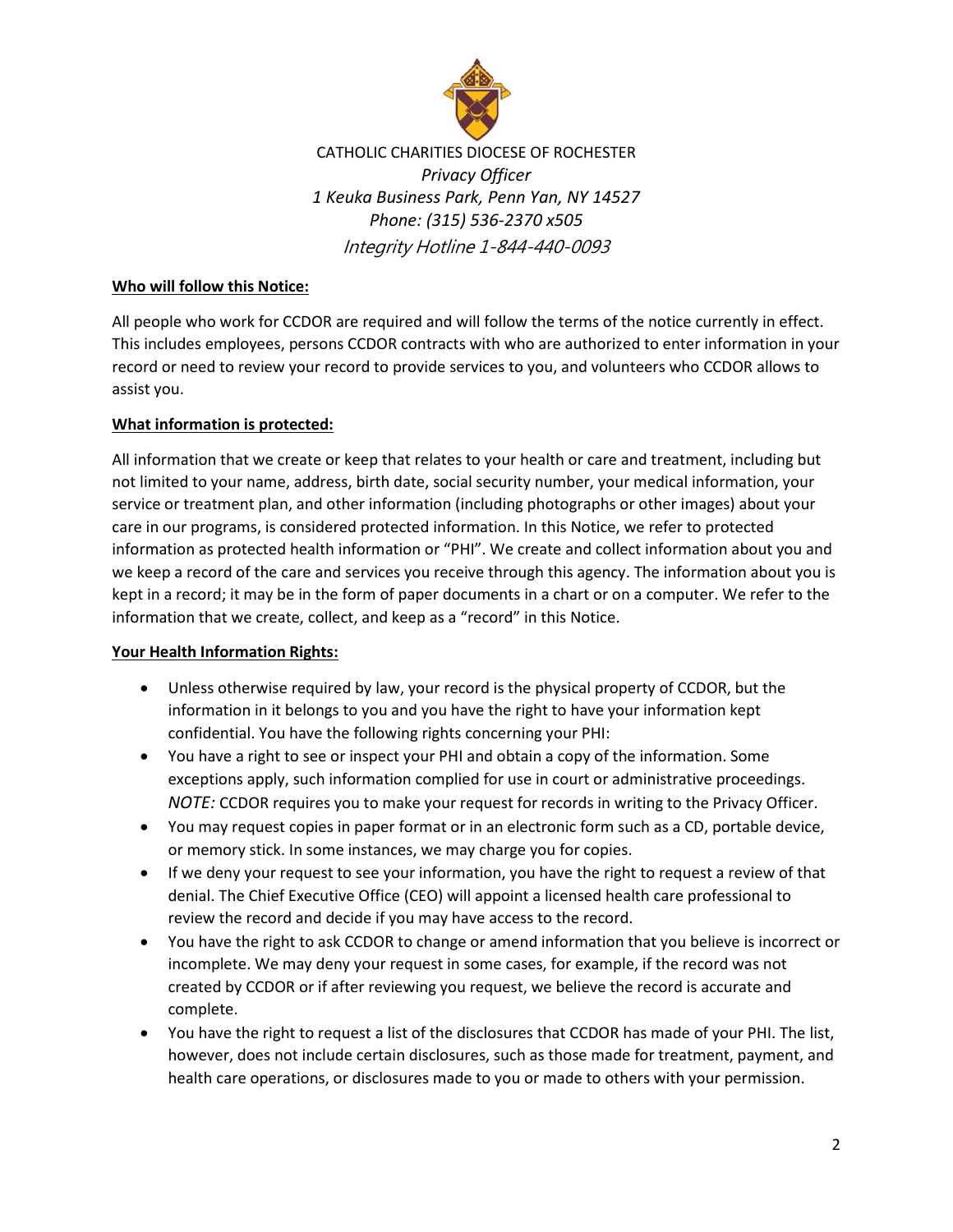CATHOLIC CHARITIES DIOCESE OF ROCHESTER

*Privacy Officer*

*1 Keuka Business Park, Penn Yan, NY 14527*

*Phone: (315) 536-2370 x505*

*Integrity Hotline 1-844-440-0093*

**Who will follow this Notice:**

All people who work for CCDOR are required and will follow the terms of the notice currently in effect. This includes employees, persons CCDOR contracts with who are authorized to enter information in your record or need to review your record to provide services to you, and volunteers who CCDOR allows to assist you.

**What information is protected:**

All information that we create or keep that relates to your health or care and treatment, including but not limited to your name, address, birth date, social security number, your medical information, your service or treatment plan, and other information (including photographs or other images) about your care in our programs, is considered protected information. In this Notice, we refer to protected information as protected health information or "PHI". We create and collect information about you and we keep a record of the care and services you receive through this agency. The information about you is kept in a record; it may be in the form of paper documents in a chart or on a computer. We refer to the information that we create, collect, and keep as a "record" in this Notice.

**Your Health Information Rights:**

- Unless otherwise required by law, your record is the physical property of CCDOR, but the information in it belongs to you and you have the right to have your information kept confidential. You have the following rights concerning your PHI:
- You have a right to see or inspect your PHI and obtain a copy of the information. Some exceptions apply, such information complied for use in court or administrative proceedings. *NOTE:* CCDOR requires you to make your request for records in writing to the Privacy Officer.
- You may request copies in paper format or in an electronic form such as a CD, portable device, or memory stick. In some instances, we may charge you for copies.
- If we deny your request to see your information, you have the right to request a review of that denial. The Chief Executive Office (CEO) will appoint a licensed health care professional to review the record and decide if you may have access to the record.
- You have the right to ask CCDOR to change or amend information that you believe is incorrect or incomplete. We may deny your request in some cases, for example, if the record was not created by CCDOR or if after reviewing you request, we believe the record is accurate and complete.
- You have the right to request a list of the disclosures that CCDOR has made of your PHI. The list, however, does not include certain disclosures, such as those made for treatment, payment, and health care operations, or disclosures made to you or made to others with your permission.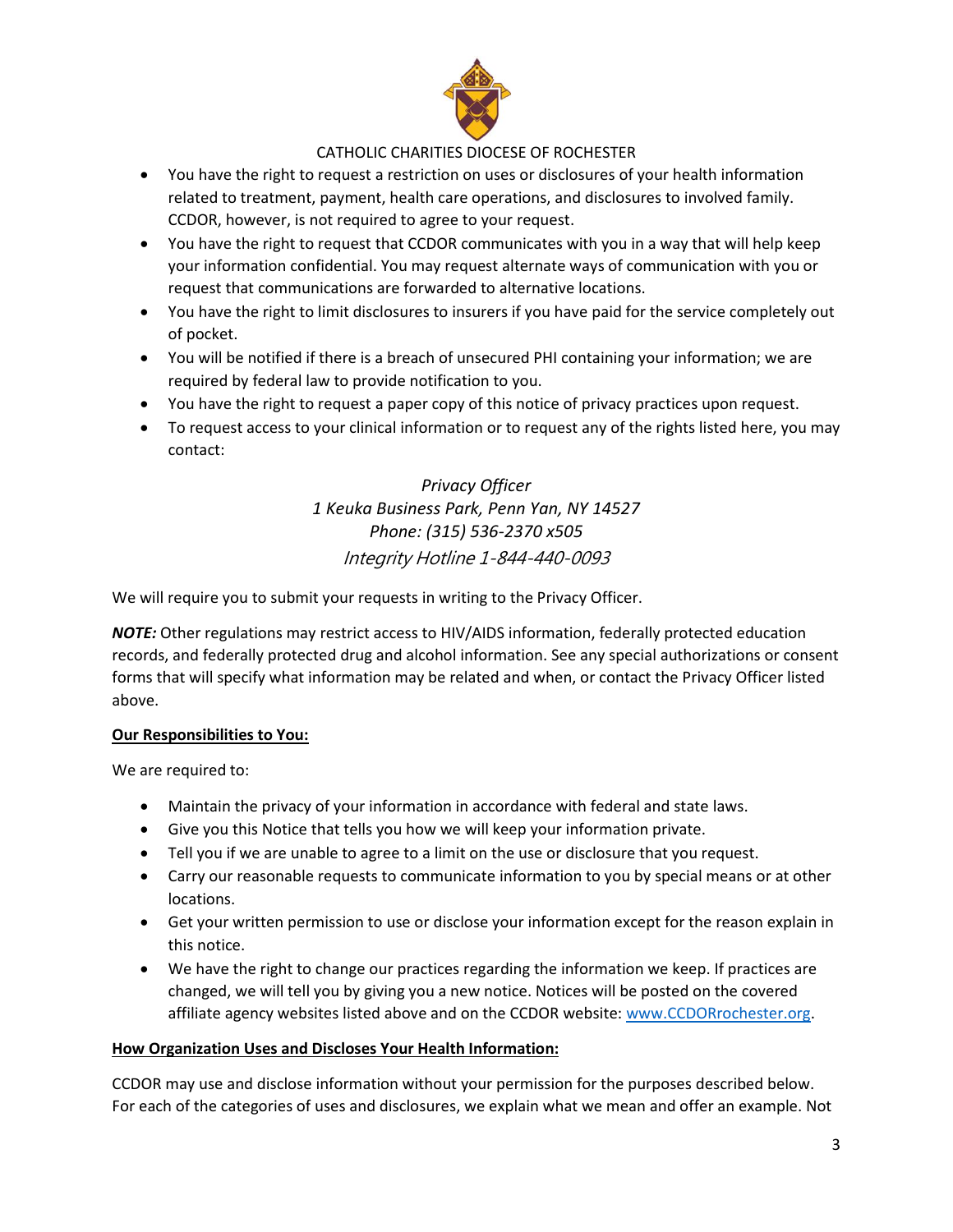CATHOLIC CHARITIES DIOCESE OF ROCHESTER

- You have the right to request a restriction on uses or disclosures of your health information related to treatment, payment, health care operations, and disclosures to involved family. CCDOR, however, is not required to agree to your request.
- You have the right to request that CCDOR communicates with you in a way that will help keep your information confidential. You may request alternate ways of communication with you or request that communications are forwarded to alternative locations.
- You have the right to limit disclosures to insurers if you have paid for the service completely out of pocket.
- You will be notified if there is a breach of unsecured PHI containing your information; we are required by federal law to provide notification to you.
- You have the right to request a paper copy of this notice of privacy practices upon request.
- To request access to your clinical information or to request any of the rights listed here, you may contact:

*Privacy Officer*
*1 Keuka Business Park, Penn Yan, NY 14527*
*Phone: (315) 536-2370 x505*
*Integrity Hotline 1-844-440-0093*

We will require you to submit your requests in writing to the Privacy Officer.

***NOTE:*** Other regulations may restrict access to HIV/AIDS information, federally protected education records, and federally protected drug and alcohol information. See any special authorizations or consent forms that will specify what information may be related and when, or contact the Privacy Officer listed above.

**Our Responsibilities to You:**

We are required to:

- Maintain the privacy of your information in accordance with federal and state laws.
- Give you this Notice that tells you how we will keep your information private.
- Tell you if we are unable to agree to a limit on the use or disclosure that you request.
- Carry our reasonable requests to communicate information to you by special means or at other locations.
- Get your written permission to use or disclose your information except for the reason explain in this notice.
- We have the right to change our practices regarding the information we keep. If practices are changed, we will tell you by giving you a new notice. Notices will be posted on the covered affiliate agency websites listed above and on the CCDOR website: www.CCDORrochester.org.

**How Organization Uses and Discloses Your Health Information:**

CCDOR may use and disclose information without your permission for the purposes described below. For each of the categories of uses and disclosures, we explain what we mean and offer an example. Not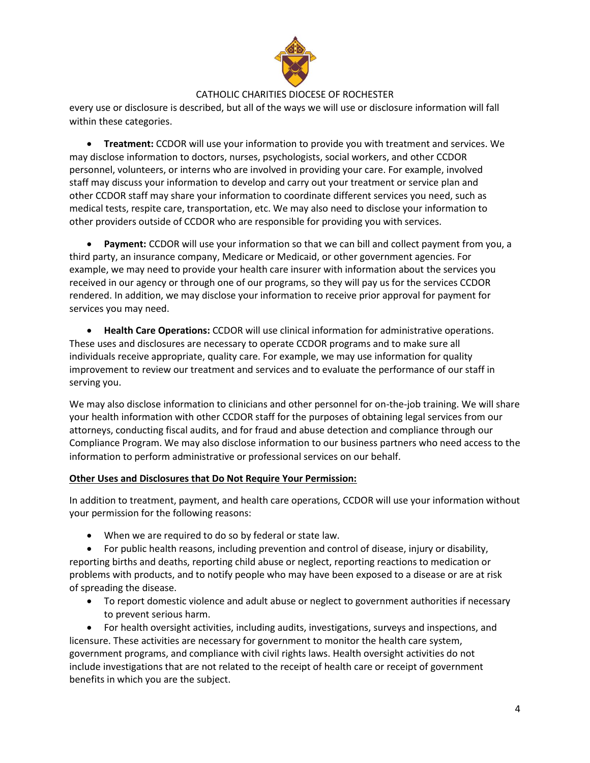every use or disclosure is described, but all of the ways we will use or disclosure information will fall within these categories.

- **Treatment:** CCDOR will use your information to provide you with treatment and services. We may disclose information to doctors, nurses, psychologists, social workers, and other CCDOR personnel, volunteers, or interns who are involved in providing your care. For example, involved staff may discuss your information to develop and carry out your treatment or service plan and other CCDOR staff may share your information to coordinate different services you need, such as medical tests, respite care, transportation, etc. We may also need to disclose your information to other providers outside of CCDOR who are responsible for providing you with services.

- **Payment:** CCDOR will use your information so that we can bill and collect payment from you, a third party, an insurance company, Medicare or Medicaid, or other government agencies. For example, we may need to provide your health care insurer with information about the services you received in our agency or through one of our programs, so they will pay us for the services CCDOR rendered. In addition, we may disclose your information to receive prior approval for payment for services you may need.

- **Health Care Operations:** CCDOR will use clinical information for administrative operations. These uses and disclosures are necessary to operate CCDOR programs and to make sure all individuals receive appropriate, quality care. For example, we may use information for quality improvement to review our treatment and services and to evaluate the performance of our staff in serving you.

We may also disclose information to clinicians and other personnel for on-the-job training. We will share your health information with other CCDOR staff for the purposes of obtaining legal services from our attorneys, conducting fiscal audits, and for fraud and abuse detection and compliance through our Compliance Program. We may also disclose information to our business partners who need access to the information to perform administrative or professional services on our behalf.

**Other Uses and Disclosures that Do Not Require Your Permission:**

In addition to treatment, payment, and health care operations, CCDOR will use your information without your permission for the following reasons:

- When we are required to do so by federal or state law.
- For public health reasons, including prevention and control of disease, injury or disability, reporting births and deaths, reporting child abuse or neglect, reporting reactions to medication or problems with products, and to notify people who may have been exposed to a disease or are at risk of spreading the disease.
- To report domestic violence and adult abuse or neglect to government authorities if necessary to prevent serious harm.
- For health oversight activities, including audits, investigations, surveys and inspections, and licensure. These activities are necessary for government to monitor the health care system, government programs, and compliance with civil rights laws. Health oversight activities do not include investigations that are not related to the receipt of health care or receipt of government benefits in which you are the subject.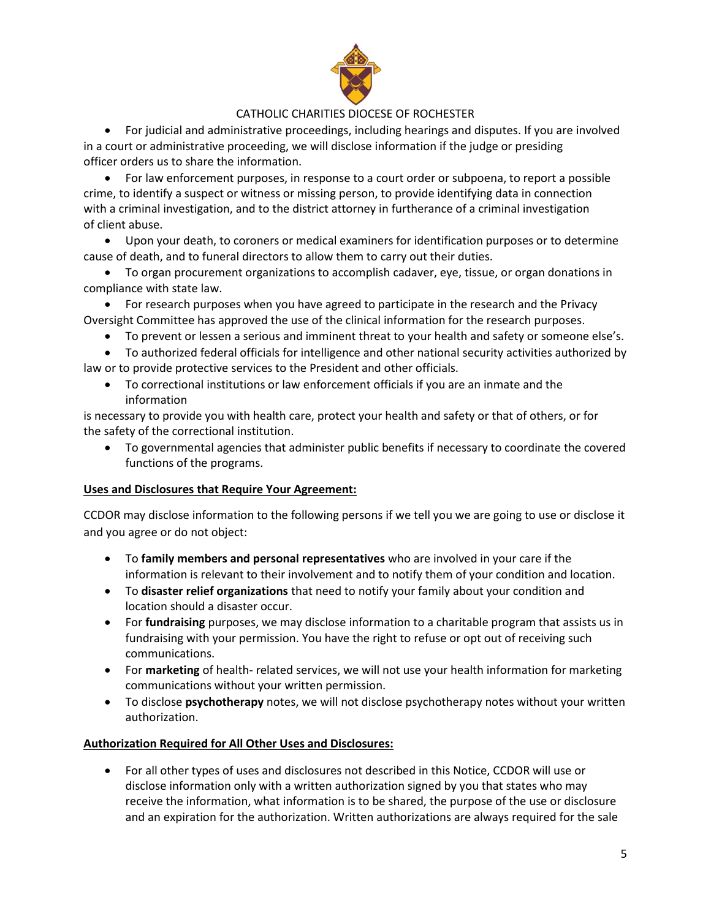- For judicial and administrative proceedings, including hearings and disputes. If you are involved in a court or administrative proceeding, we will disclose information if the judge or presiding officer orders us to share the information.
- For law enforcement purposes, in response to a court order or subpoena, to report a possible crime, to identify a suspect or witness or missing person, to provide identifying data in connection with a criminal investigation, and to the district attorney in furtherance of a criminal investigation of client abuse.
- Upon your death, to coroners or medical examiners for identification purposes or to determine cause of death, and to funeral directors to allow them to carry out their duties.
- To organ procurement organizations to accomplish cadaver, eye, tissue, or organ donations in compliance with state law.
- For research purposes when you have agreed to participate in the research and the Privacy Oversight Committee has approved the use of the clinical information for the research purposes.
- To prevent or lessen a serious and imminent threat to your health and safety or someone else's.
- To authorized federal officials for intelligence and other national security activities authorized by law or to provide protective services to the President and other officials.
- To correctional institutions or law enforcement officials if you are an inmate and the information is necessary to provide you with health care, protect your health and safety or that of others, or for the safety of the correctional institution.
- To governmental agencies that administer public benefits if necessary to coordinate the covered functions of the programs.

**Uses and Disclosures that Require Your Agreement:**

CCDOR may disclose information to the following persons if we tell you we are going to use or disclose it and you agree or do not object:

- To **family members and personal representatives** who are involved in your care if the information is relevant to their involvement and to notify them of your condition and location.
- To **disaster relief organizations** that need to notify your family about your condition and location should a disaster occur.
- For **fundraising** purposes, we may disclose information to a charitable program that assists us in fundraising with your permission. You have the right to refuse or opt out of receiving such communications.
- For **marketing** of health- related services, we will not use your health information for marketing communications without your written permission.
- To disclose **psychotherapy** notes, we will not disclose psychotherapy notes without your written authorization.

**Authorization Required for All Other Uses and Disclosures:**

- For all other types of uses and disclosures not described in this Notice, CCDOR will use or disclose information only with a written authorization signed by you that states who may receive the information, what information is to be shared, the purpose of the use or disclosure and an expiration for the authorization. Written authorizations are always required for the sale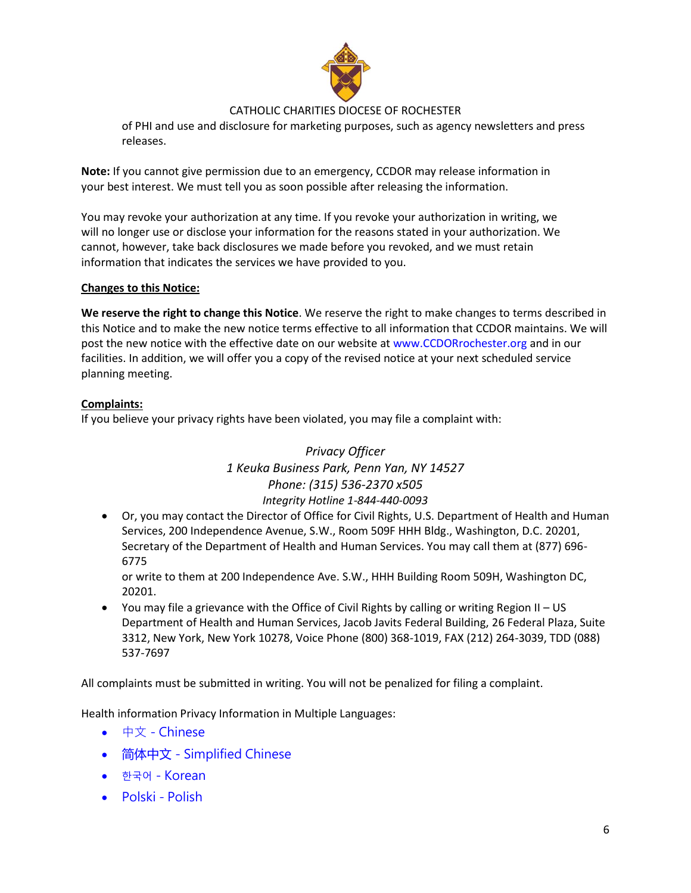of PHI and use and disclosure for marketing purposes, such as agency newsletters and press releases.

**Note:** If you cannot give permission due to an emergency, CCDOR may release information in your best interest. We must tell you as soon possible after releasing the information.

You may revoke your authorization at any time. If you revoke your authorization in writing, we will no longer use or disclose your information for the reasons stated in your authorization. We cannot, however, take back disclosures we made before you revoked, and we must retain information that indicates the services we have provided to you.

**Changes to this Notice:**

**We reserve the right to change this Notice**. We reserve the right to make changes to terms described in this Notice and to make the new notice terms effective to all information that CCDOR maintains. We will post the new notice with the effective date on our website at www.CCDORrochester.org and in our facilities. In addition, we will offer you a copy of the revised notice at your next scheduled service planning meeting.

**Complaints:**

If you believe your privacy rights have been violated, you may file a complaint with:

*Privacy Officer*
*1 Keuka Business Park, Penn Yan, NY 14527*
*Phone: (315) 536-2370 x505*
*Integrity Hotline 1-844-440-0093*

- Or, you may contact the Director of Office for Civil Rights, U.S. Department of Health and Human Services, 200 Independence Avenue, S.W., Room 509F HHH Bldg., Washington, D.C. 20201, Secretary of the Department of Health and Human Services. You may call them at (877) 696-6775
  or write to them at 200 Independence Ave. S.W., HHH Building Room 509H, Washington DC, 20201.
- You may file a grievance with the Office of Civil Rights by calling or writing Region II – US Department of Health and Human Services, Jacob Javits Federal Building, 26 Federal Plaza, Suite 3312, New York, New York 10278, Voice Phone (800) 368-1019, FAX (212) 264-3039, TDD (088) 537-7697

All complaints must be submitted in writing. You will not be penalized for filing a complaint.

Health information Privacy Information in Multiple Languages:

- 中文 - Chinese
- 简体中文 - Simplified Chinese
- 한국어 - Korean
- Polski - Polish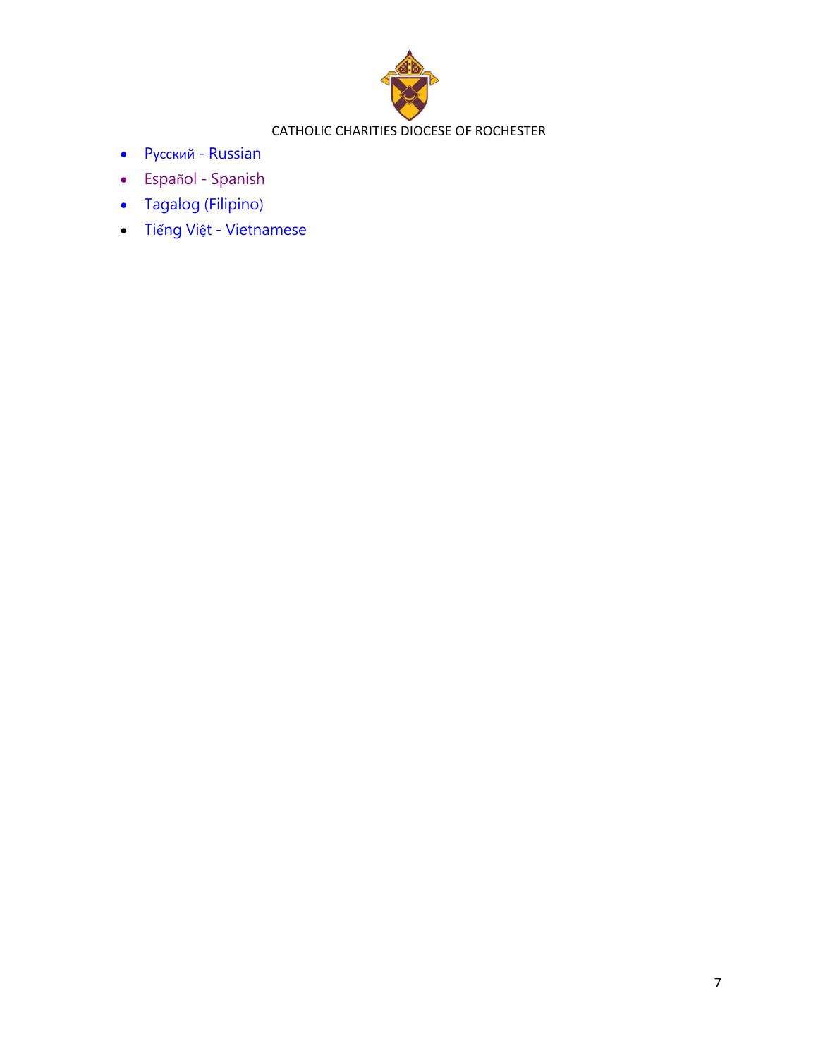- Русский - Russian
- Español - Spanish
- Tagalog (Filipino)
- Tiếng Việt - Vietnamese